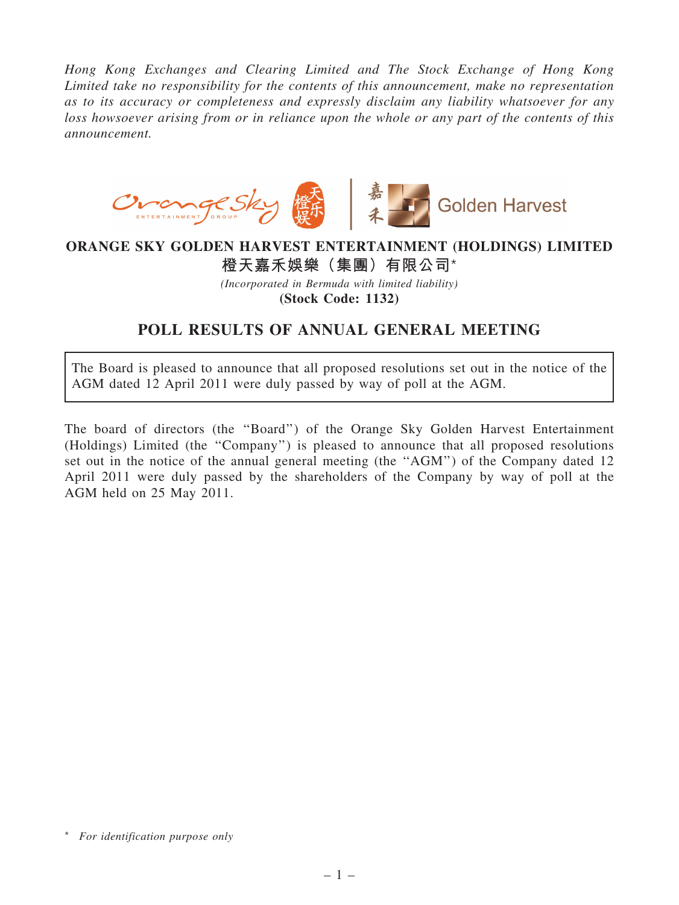*Hong Kong Exchanges and Clearing Limited and The Stock Exchange of Hong Kong Limited take no responsibility for the contents of this announcement, make no representation as to its accuracy or completeness and expressly disclaim any liability whatsoever for any loss howsoever arising from or in reliance upon the whole or any part of the contents of this announcement.*

**ORANGE SKY GOLDEN HARVEST ENTERTAINMENT (HOLDINGS) LIMITED**

**橙天嘉禾娛樂（集團）有限公司***

*(Incorporated in Bermuda with limited liability)*

**(Stock Code: 1132)**

## POLL RESULTS OF ANNUAL GENERAL MEETING

The Board is pleased to announce that all proposed resolutions set out in the notice of the AGM dated 12 April 2011 were duly passed by way of poll at the AGM.

The board of directors (the "Board") of the Orange Sky Golden Harvest Entertainment (Holdings) Limited (the "Company") is pleased to announce that all proposed resolutions set out in the notice of the annual general meeting (the "AGM") of the Company dated 12 April 2011 were duly passed by the shareholders of the Company by way of poll at the AGM held on 25 May 2011.

\* *For identification purpose only*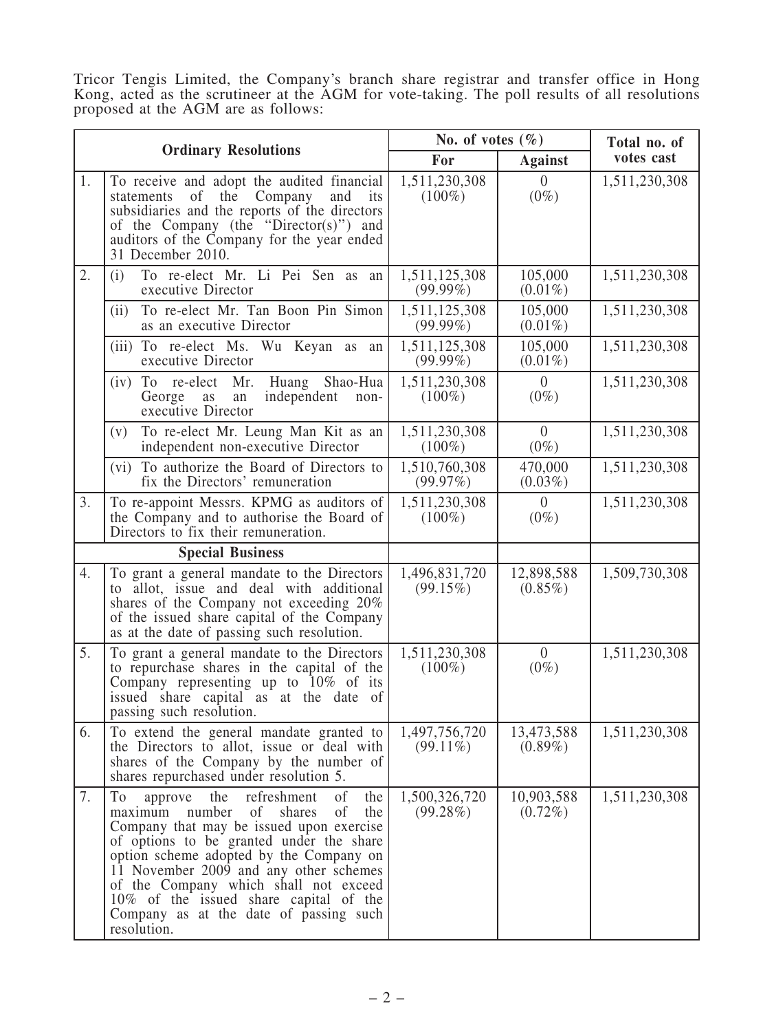Tricor Tengis Limited, the Company's branch share registrar and transfer office in Hong Kong, acted as the scrutineer at the AGM for vote-taking. The poll results of all resolutions proposed at the AGM are as follows:

| | Ordinary Resolutions | No. of votes (%) | | Total no. of votes cast |
|---|---|---|---|---|
| | | For | Against | |
| 1. | To receive and adopt the audited financial statements of the Company and its subsidiaries and the reports of the directors of the Company (the "Director(s)") and auditors of the Company for the year ended 31 December 2010. | 1,511,230,308 (100%) | 0 (0%) | 1,511,230,308 |
| 2. | (i) To re-elect Mr. Li Pei Sen as an executive Director | 1,511,125,308 (99.99%) | 105,000 (0.01%) | 1,511,230,308 |
| | (ii) To re-elect Mr. Tan Boon Pin Simon as an executive Director | 1,511,125,308 (99.99%) | 105,000 (0.01%) | 1,511,230,308 |
| | (iii) To re-elect Ms. Wu Keyan as an executive Director | 1,511,125,308 (99.99%) | 105,000 (0.01%) | 1,511,230,308 |
| | (iv) To re-elect Mr. Huang Shao-Hua George as an independent non-executive Director | 1,511,230,308 (100%) | 0 (0%) | 1,511,230,308 |
| | (v) To re-elect Mr. Leung Man Kit as an independent non-executive Director | 1,511,230,308 (100%) | 0 (0%) | 1,511,230,308 |
| | (vi) To authorize the Board of Directors to fix the Directors' remuneration | 1,510,760,308 (99.97%) | 470,000 (0.03%) | 1,511,230,308 |
| 3. | To re-appoint Messrs. KPMG as auditors of the Company and to authorise the Board of Directors to fix their remuneration. | 1,511,230,308 (100%) | 0 (0%) | 1,511,230,308 |
| | **Special Business** | | | |
| 4. | To grant a general mandate to the Directors to allot, issue and deal with additional shares of the Company not exceeding 20% of the issued share capital of the Company as at the date of passing such resolution. | 1,496,831,720 (99.15%) | 12,898,588 (0.85%) | 1,509,730,308 |
| 5. | To grant a general mandate to the Directors to repurchase shares in the capital of the Company representing up to 10% of its issued share capital as at the date of passing such resolution. | 1,511,230,308 (100%) | 0 (0%) | 1,511,230,308 |
| 6. | To extend the general mandate granted to the Directors to allot, issue or deal with shares of the Company by the number of shares repurchased under resolution 5. | 1,497,756,720 (99.11%) | 13,473,588 (0.89%) | 1,511,230,308 |
| 7. | To approve the refreshment of the maximum number of shares of the Company that may be issued upon exercise of options to be granted under the share option scheme adopted by the Company on 11 November 2009 and any other schemes of the Company which shall not exceed 10% of the issued share capital of the Company as at the date of passing such resolution. | 1,500,326,720 (99.28%) | 10,903,588 (0.72%) | 1,511,230,308 |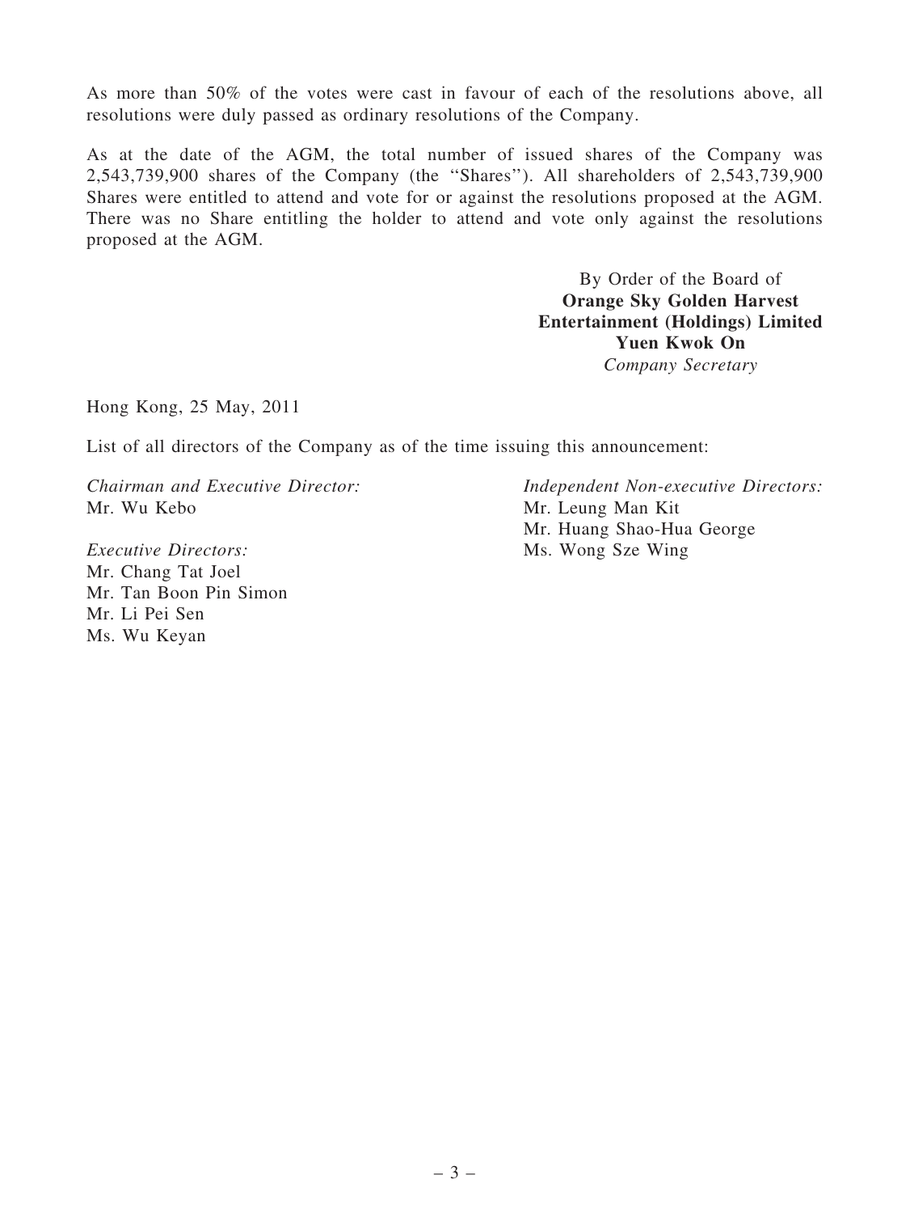As more than 50% of the votes were cast in favour of each of the resolutions above, all resolutions were duly passed as ordinary resolutions of the Company.

As at the date of the AGM, the total number of issued shares of the Company was 2,543,739,900 shares of the Company (the ''Shares''). All shareholders of 2,543,739,900 Shares were entitled to attend and vote for or against the resolutions proposed at the AGM. There was no Share entitling the holder to attend and vote only against the resolutions proposed at the AGM.

By Order of the Board of
**Orange Sky Golden Harvest Entertainment (Holdings) Limited**
**Yuen Kwok On**
*Company Secretary*

Hong Kong, 25 May, 2011

List of all directors of the Company as of the time issuing this announcement:

*Chairman and Executive Director:*
Mr. Wu Kebo

*Executive Directors:*
Mr. Chang Tat Joel
Mr. Tan Boon Pin Simon
Mr. Li Pei Sen
Ms. Wu Keyan

*Independent Non-executive Directors:*
Mr. Leung Man Kit
Mr. Huang Shao-Hua George
Ms. Wong Sze Wing